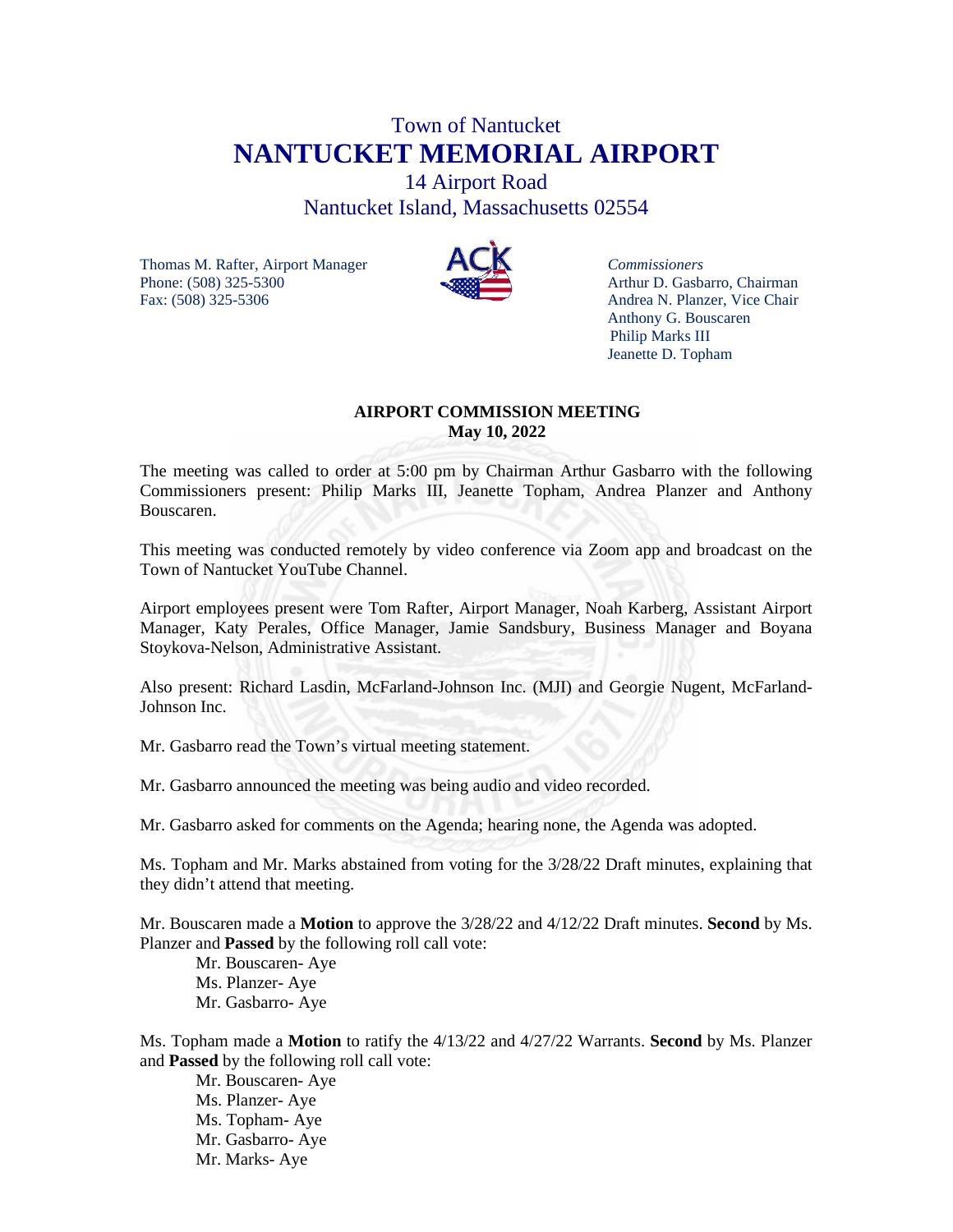# Town of Nantucket
# NANTUCKET MEMORIAL AIRPORT

14 Airport Road
Nantucket Island, Massachusetts 02554

Thomas M. Rafter, Airport Manager
Phone: (508) 325-5300
Fax: (508) 325-5306

*Commissioners*
Arthur D. Gasbarro, Chairman
Andrea N. Planzer, Vice Chair
Anthony G. Bouscaren
Philip Marks III
Jeanette D. Topham

**AIRPORT COMMISSION MEETING**
**May 10, 2022**

The meeting was called to order at 5:00 pm by Chairman Arthur Gasbarro with the following Commissioners present: Philip Marks III, Jeanette Topham, Andrea Planzer and Anthony Bouscaren.

This meeting was conducted remotely by video conference via Zoom app and broadcast on the Town of Nantucket YouTube Channel.

Airport employees present were Tom Rafter, Airport Manager, Noah Karberg, Assistant Airport Manager, Katy Perales, Office Manager, Jamie Sandsbury, Business Manager and Boyana Stoykova-Nelson, Administrative Assistant.

Also present: Richard Lasdin, McFarland-Johnson Inc. (MJI) and Georgie Nugent, McFarland-Johnson Inc.

Mr. Gasbarro read the Town's virtual meeting statement.

Mr. Gasbarro announced the meeting was being audio and video recorded.

Mr. Gasbarro asked for comments on the Agenda; hearing none, the Agenda was adopted.

Ms. Topham and Mr. Marks abstained from voting for the 3/28/22 Draft minutes, explaining that they didn't attend that meeting.

Mr. Bouscaren made a **Motion** to approve the 3/28/22 and 4/12/22 Draft minutes. **Second** by Ms. Planzer and **Passed** by the following roll call vote:

Mr. Bouscaren- Aye
Ms. Planzer- Aye
Mr. Gasbarro- Aye

Ms. Topham made a **Motion** to ratify the 4/13/22 and 4/27/22 Warrants. **Second** by Ms. Planzer and **Passed** by the following roll call vote:

Mr. Bouscaren- Aye
Ms. Planzer- Aye
Ms. Topham- Aye
Mr. Gasbarro- Aye
Mr. Marks- Aye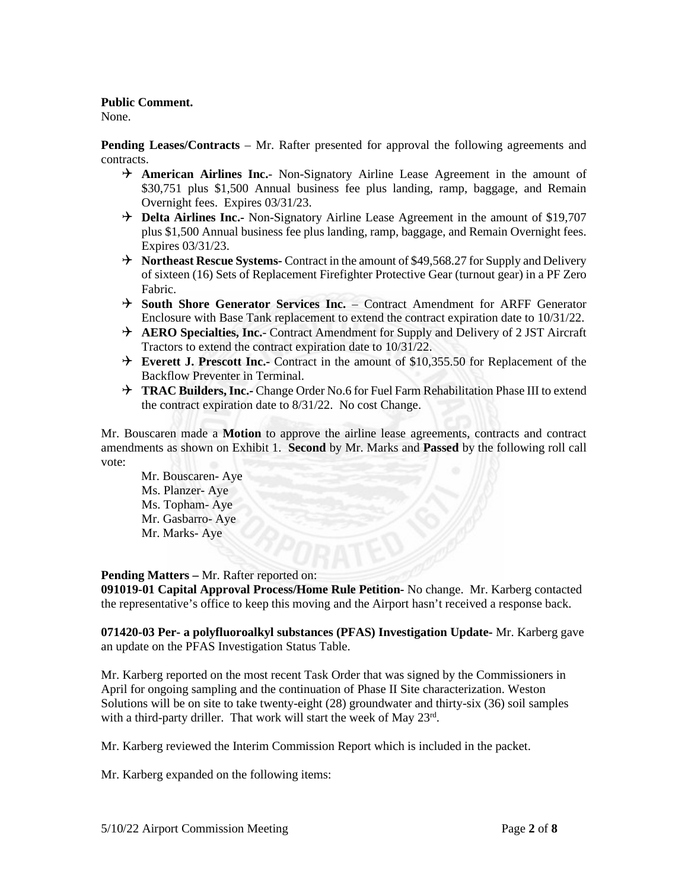**Public Comment.**
None.

**Pending Leases/Contracts** – Mr. Rafter presented for approval the following agreements and contracts.

- **American Airlines Inc.**- Non-Signatory Airline Lease Agreement in the amount of \$30,751 plus \$1,500 Annual business fee plus landing, ramp, baggage, and Remain Overnight fees. Expires 03/31/23.
- **Delta Airlines Inc.**- Non-Signatory Airline Lease Agreement in the amount of \$19,707 plus \$1,500 Annual business fee plus landing, ramp, baggage, and Remain Overnight fees. Expires 03/31/23.
- **Northeast Rescue Systems**- Contract in the amount of \$49,568.27 for Supply and Delivery of sixteen (16) Sets of Replacement Firefighter Protective Gear (turnout gear) in a PF Zero Fabric.
- **South Shore Generator Services Inc.** – Contract Amendment for ARFF Generator Enclosure with Base Tank replacement to extend the contract expiration date to 10/31/22.
- **AERO Specialties, Inc.**- Contract Amendment for Supply and Delivery of 2 JST Aircraft Tractors to extend the contract expiration date to 10/31/22.
- **Everett J. Prescott Inc.**- Contract in the amount of \$10,355.50 for Replacement of the Backflow Preventer in Terminal.
- **TRAC Builders, Inc.**- Change Order No.6 for Fuel Farm Rehabilitation Phase III to extend the contract expiration date to 8/31/22. No cost Change.

Mr. Bouscaren made a **Motion** to approve the airline lease agreements, contracts and contract amendments as shown on Exhibit 1. **Second** by Mr. Marks and **Passed** by the following roll call vote:

Mr. Bouscaren- Aye
Ms. Planzer- Aye
Ms. Topham- Aye
Mr. Gasbarro- Aye
Mr. Marks- Aye

**Pending Matters –** Mr. Rafter reported on:
**091019-01 Capital Approval Process/Home Rule Petition-** No change. Mr. Karberg contacted the representative's office to keep this moving and the Airport hasn't received a response back.

**071420-03 Per- a polyfluoroalkyl substances (PFAS) Investigation Update-** Mr. Karberg gave an update on the PFAS Investigation Status Table.

Mr. Karberg reported on the most recent Task Order that was signed by the Commissioners in April for ongoing sampling and the continuation of Phase II Site characterization. Weston Solutions will be on site to take twenty-eight (28) groundwater and thirty-six (36) soil samples with a third-party driller. That work will start the week of May 23rd.

Mr. Karberg reviewed the Interim Commission Report which is included in the packet.

Mr. Karberg expanded on the following items: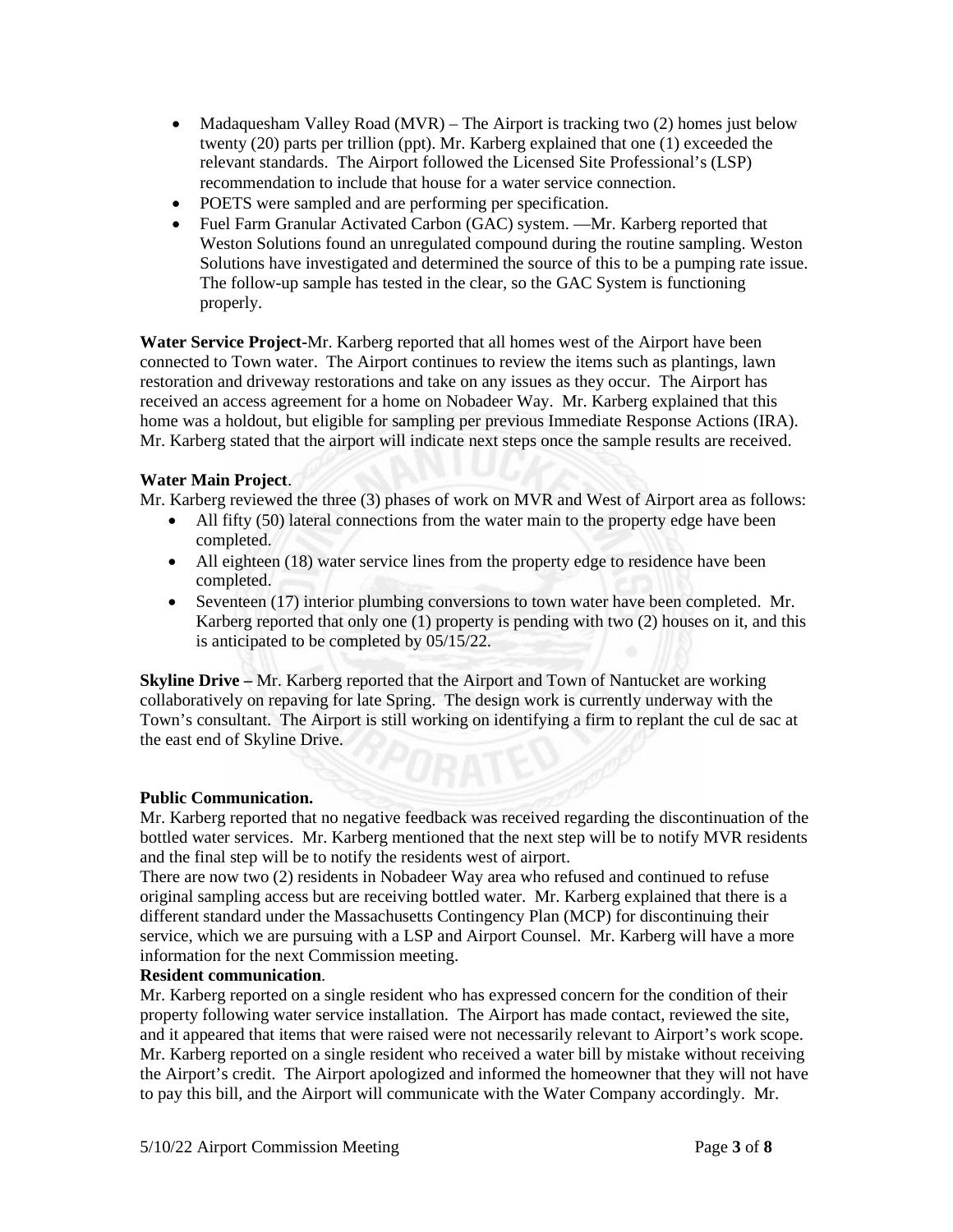- Madaquesham Valley Road (MVR) – The Airport is tracking two (2) homes just below twenty (20) parts per trillion (ppt). Mr. Karberg explained that one (1) exceeded the relevant standards. The Airport followed the Licensed Site Professional's (LSP) recommendation to include that house for a water service connection.
- POETS were sampled and are performing per specification.
- Fuel Farm Granular Activated Carbon (GAC) system. —Mr. Karberg reported that Weston Solutions found an unregulated compound during the routine sampling. Weston Solutions have investigated and determined the source of this to be a pumping rate issue. The follow-up sample has tested in the clear, so the GAC System is functioning properly.

**Water Service Project**-Mr. Karberg reported that all homes west of the Airport have been connected to Town water. The Airport continues to review the items such as plantings, lawn restoration and driveway restorations and take on any issues as they occur. The Airport has received an access agreement for a home on Nobadeer Way. Mr. Karberg explained that this home was a holdout, but eligible for sampling per previous Immediate Response Actions (IRA). Mr. Karberg stated that the airport will indicate next steps once the sample results are received.

**Water Main Project**.
Mr. Karberg reviewed the three (3) phases of work on MVR and West of Airport area as follows:

- All fifty (50) lateral connections from the water main to the property edge have been completed.
- All eighteen (18) water service lines from the property edge to residence have been completed.
- Seventeen (17) interior plumbing conversions to town water have been completed. Mr. Karberg reported that only one (1) property is pending with two (2) houses on it, and this is anticipated to be completed by 05/15/22.

**Skyline Drive –** Mr. Karberg reported that the Airport and Town of Nantucket are working collaboratively on repaving for late Spring. The design work is currently underway with the Town's consultant. The Airport is still working on identifying a firm to replant the cul de sac at the east end of Skyline Drive.

**Public Communication.**
Mr. Karberg reported that no negative feedback was received regarding the discontinuation of the bottled water services. Mr. Karberg mentioned that the next step will be to notify MVR residents and the final step will be to notify the residents west of airport.
There are now two (2) residents in Nobadeer Way area who refused and continued to refuse original sampling access but are receiving bottled water. Mr. Karberg explained that there is a different standard under the Massachusetts Contingency Plan (MCP) for discontinuing their service, which we are pursuing with a LSP and Airport Counsel. Mr. Karberg will have a more information for the next Commission meeting.

**Resident communication**.
Mr. Karberg reported on a single resident who has expressed concern for the condition of their property following water service installation. The Airport has made contact, reviewed the site, and it appeared that items that were raised were not necessarily relevant to Airport's work scope. Mr. Karberg reported on a single resident who received a water bill by mistake without receiving the Airport's credit. The Airport apologized and informed the homeowner that they will not have to pay this bill, and the Airport will communicate with the Water Company accordingly. Mr.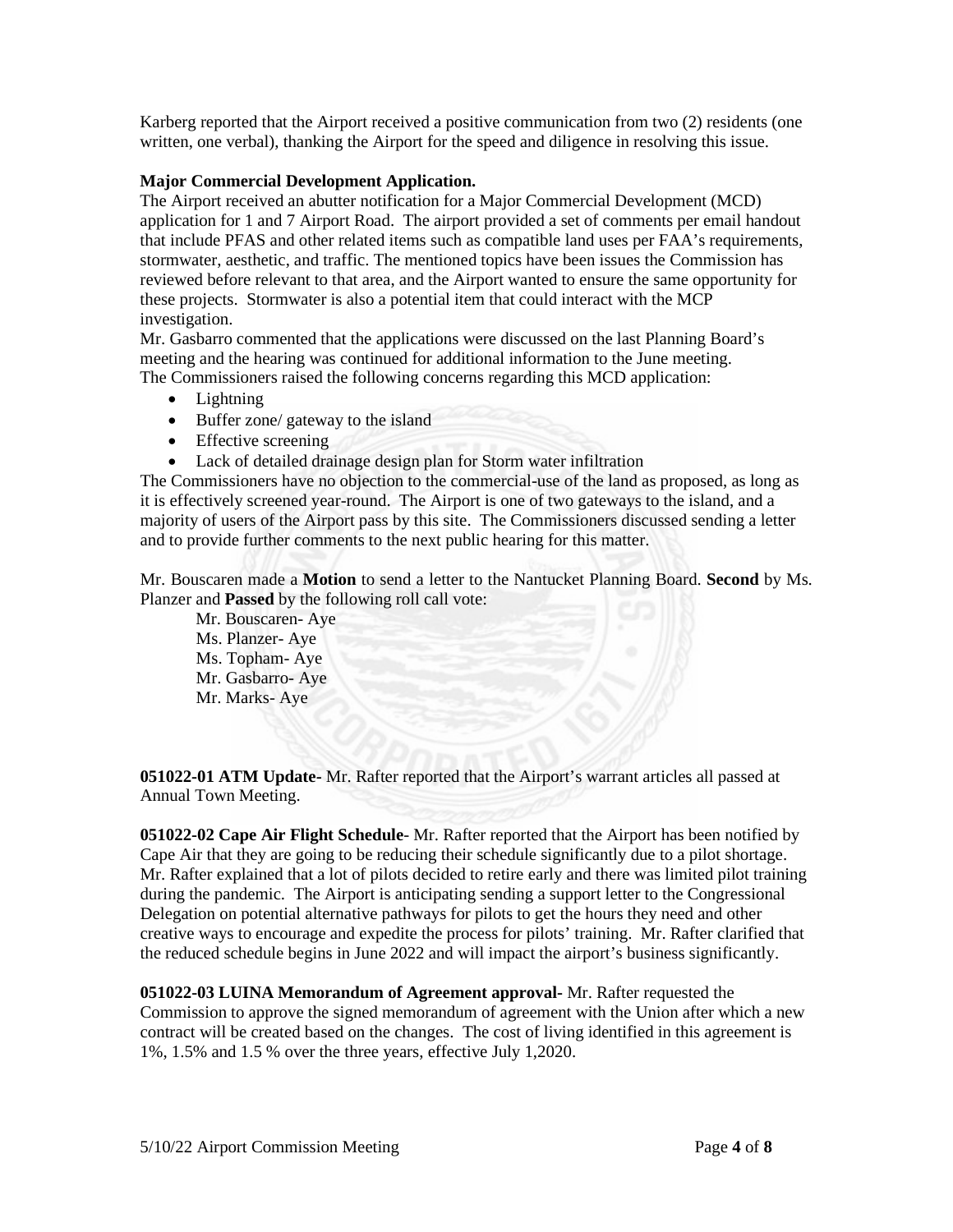Karberg reported that the Airport received a positive communication from two (2) residents (one written, one verbal), thanking the Airport for the speed and diligence in resolving this issue.

**Major Commercial Development Application.**

The Airport received an abutter notification for a Major Commercial Development (MCD) application for 1 and 7 Airport Road. The airport provided a set of comments per email handout that include PFAS and other related items such as compatible land uses per FAA's requirements, stormwater, aesthetic, and traffic. The mentioned topics have been issues the Commission has reviewed before relevant to that area, and the Airport wanted to ensure the same opportunity for these projects. Stormwater is also a potential item that could interact with the MCP investigation.

Mr. Gasbarro commented that the applications were discussed on the last Planning Board's meeting and the hearing was continued for additional information to the June meeting.

The Commissioners raised the following concerns regarding this MCD application:

- Lightning
- Buffer zone/ gateway to the island
- Effective screening
- Lack of detailed drainage design plan for Storm water infiltration

The Commissioners have no objection to the commercial-use of the land as proposed, as long as it is effectively screened year-round. The Airport is one of two gateways to the island, and a majority of users of the Airport pass by this site. The Commissioners discussed sending a letter and to provide further comments to the next public hearing for this matter.

Mr. Bouscaren made a **Motion** to send a letter to the Nantucket Planning Board. **Second** by Ms. Planzer and **Passed** by the following roll call vote:

Mr. Bouscaren- Aye
Ms. Planzer- Aye
Ms. Topham- Aye
Mr. Gasbarro- Aye
Mr. Marks- Aye

**051022-01 ATM Update**- Mr. Rafter reported that the Airport's warrant articles all passed at Annual Town Meeting.

**051022-02 Cape Air Flight Schedule**- Mr. Rafter reported that the Airport has been notified by Cape Air that they are going to be reducing their schedule significantly due to a pilot shortage. Mr. Rafter explained that a lot of pilots decided to retire early and there was limited pilot training during the pandemic. The Airport is anticipating sending a support letter to the Congressional Delegation on potential alternative pathways for pilots to get the hours they need and other creative ways to encourage and expedite the process for pilots' training. Mr. Rafter clarified that the reduced schedule begins in June 2022 and will impact the airport's business significantly.

**051022-03 LUINA Memorandum of Agreement approval**- Mr. Rafter requested the Commission to approve the signed memorandum of agreement with the Union after which a new contract will be created based on the changes. The cost of living identified in this agreement is 1%, 1.5% and 1.5 % over the three years, effective July 1,2020.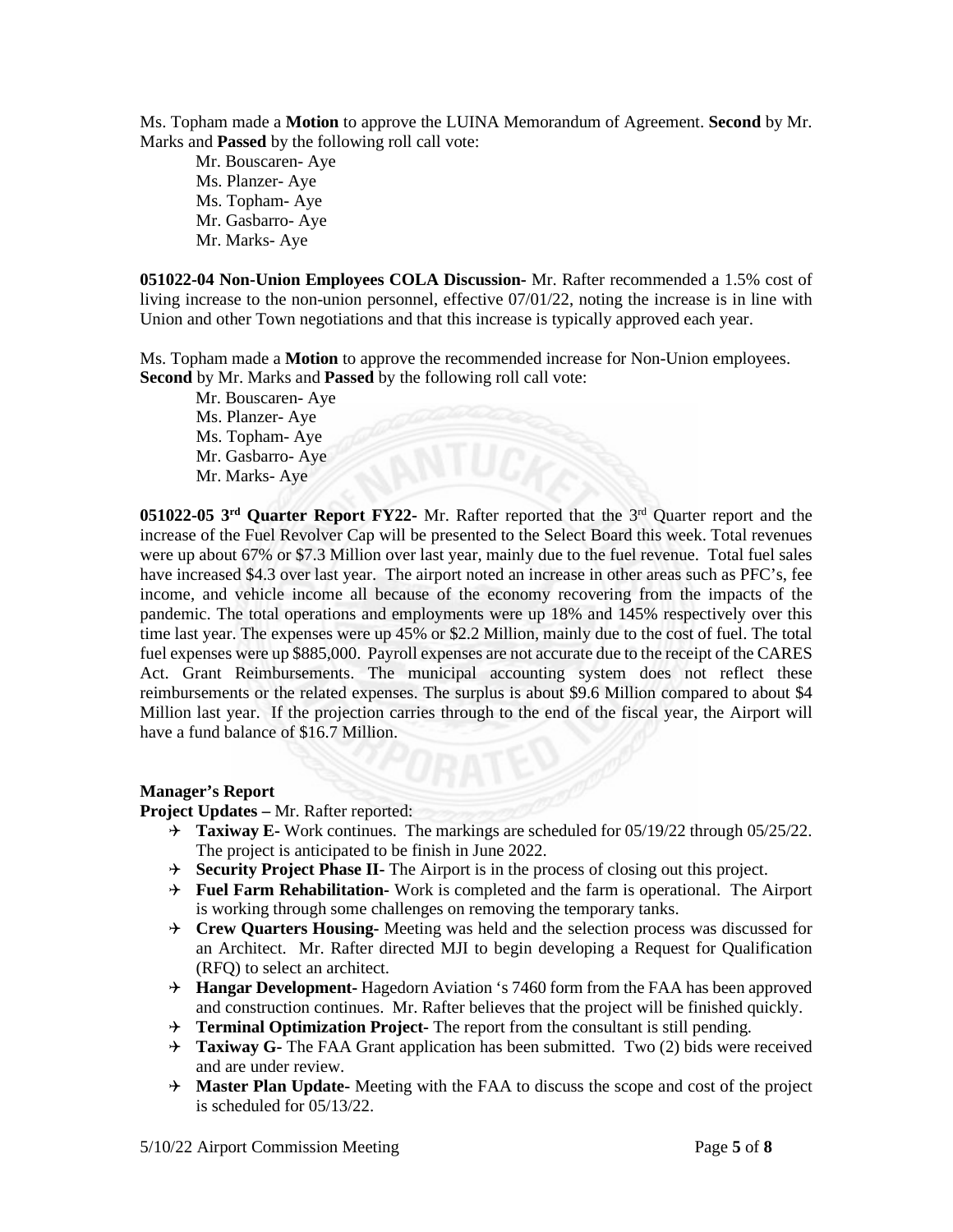Ms. Topham made a **Motion** to approve the LUINA Memorandum of Agreement. **Second** by Mr. Marks and **Passed** by the following roll call vote:

Mr. Bouscaren- Aye
Ms. Planzer- Aye
Ms. Topham- Aye
Mr. Gasbarro- Aye
Mr. Marks- Aye

**051022-04 Non-Union Employees COLA Discussion-** Mr. Rafter recommended a 1.5% cost of living increase to the non-union personnel, effective 07/01/22, noting the increase is in line with Union and other Town negotiations and that this increase is typically approved each year.

Ms. Topham made a **Motion** to approve the recommended increase for Non-Union employees. **Second** by Mr. Marks and **Passed** by the following roll call vote:

Mr. Bouscaren- Aye
Ms. Planzer- Aye
Ms. Topham- Aye
Mr. Gasbarro- Aye
Mr. Marks- Aye

**051022-05 3rd Quarter Report FY22**- Mr. Rafter reported that the 3rd Quarter report and the increase of the Fuel Revolver Cap will be presented to the Select Board this week. Total revenues were up about 67% or $7.3 Million over last year, mainly due to the fuel revenue. Total fuel sales have increased $4.3 over last year. The airport noted an increase in other areas such as PFC's, fee income, and vehicle income all because of the economy recovering from the impacts of the pandemic. The total operations and employments were up 18% and 145% respectively over this time last year. The expenses were up 45% or $2.2 Million, mainly due to the cost of fuel. The total fuel expenses were up $885,000. Payroll expenses are not accurate due to the receipt of the CARES Act. Grant Reimbursements. The municipal accounting system does not reflect these reimbursements or the related expenses. The surplus is about $9.6 Million compared to about $4 Million last year. If the projection carries through to the end of the fiscal year, the Airport will have a fund balance of $16.7 Million.

**Manager's Report**

**Project Updates –** Mr. Rafter reported:

- **Taxiway E-** Work continues. The markings are scheduled for 05/19/22 through 05/25/22. The project is anticipated to be finish in June 2022.
- **Security Project Phase II-** The Airport is in the process of closing out this project.
- **Fuel Farm Rehabilitation-** Work is completed and the farm is operational. The Airport is working through some challenges on removing the temporary tanks.
- **Crew Quarters Housing-** Meeting was held and the selection process was discussed for an Architect. Mr. Rafter directed MJI to begin developing a Request for Qualification (RFQ) to select an architect.
- **Hangar Development-** Hagedorn Aviation 's 7460 form from the FAA has been approved and construction continues. Mr. Rafter believes that the project will be finished quickly.
- **Terminal Optimization Project-** The report from the consultant is still pending.
- **Taxiway G-** The FAA Grant application has been submitted. Two (2) bids were received and are under review.
- **Master Plan Update-** Meeting with the FAA to discuss the scope and cost of the project is scheduled for 05/13/22.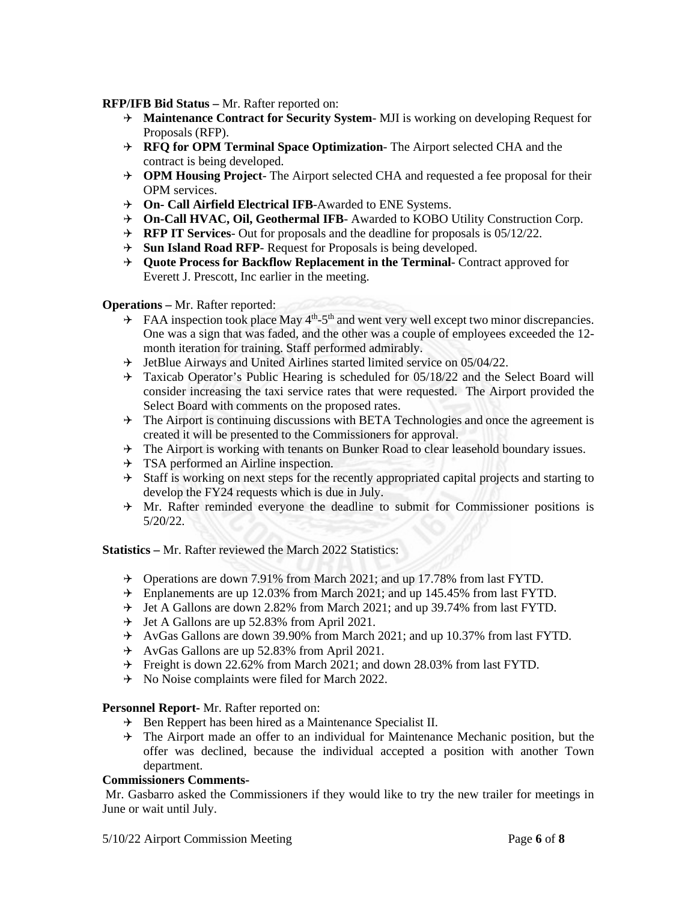**RFP/IFB Bid Status –** Mr. Rafter reported on:

- **Maintenance Contract for Security System**- MJI is working on developing Request for Proposals (RFP).
- **RFQ for OPM Terminal Space Optimization**- The Airport selected CHA and the contract is being developed.
- **OPM Housing Project**- The Airport selected CHA and requested a fee proposal for their OPM services.
- **On- Call Airfield Electrical IFB**-Awarded to ENE Systems.
- **On-Call HVAC, Oil, Geothermal IFB**- Awarded to KOBO Utility Construction Corp.
- **RFP IT Services**- Out for proposals and the deadline for proposals is 05/12/22.
- **Sun Island Road RFP**- Request for Proposals is being developed.
- **Quote Process for Backflow Replacement in the Terminal**- Contract approved for Everett J. Prescott, Inc earlier in the meeting.

**Operations –** Mr. Rafter reported:

- FAA inspection took place May 4th-5th and went very well except two minor discrepancies. One was a sign that was faded, and the other was a couple of employees exceeded the 12-month iteration for training. Staff performed admirably.
- JetBlue Airways and United Airlines started limited service on 05/04/22.
- Taxicab Operator's Public Hearing is scheduled for 05/18/22 and the Select Board will consider increasing the taxi service rates that were requested. The Airport provided the Select Board with comments on the proposed rates.
- The Airport is continuing discussions with BETA Technologies and once the agreement is created it will be presented to the Commissioners for approval.
- The Airport is working with tenants on Bunker Road to clear leasehold boundary issues.
- TSA performed an Airline inspection.
- Staff is working on next steps for the recently appropriated capital projects and starting to develop the FY24 requests which is due in July.
- Mr. Rafter reminded everyone the deadline to submit for Commissioner positions is 5/20/22.

**Statistics –** Mr. Rafter reviewed the March 2022 Statistics:

- Operations are down 7.91% from March 2021; and up 17.78% from last FYTD.
- Enplanements are up 12.03% from March 2021; and up 145.45% from last FYTD.
- Jet A Gallons are down 2.82% from March 2021; and up 39.74% from last FYTD.
- Jet A Gallons are up 52.83% from April 2021.
- AvGas Gallons are down 39.90% from March 2021; and up 10.37% from last FYTD.
- AvGas Gallons are up 52.83% from April 2021.
- Freight is down 22.62% from March 2021; and down 28.03% from last FYTD.
- No Noise complaints were filed for March 2022.

**Personnel Report**- Mr. Rafter reported on:

- Ben Reppert has been hired as a Maintenance Specialist II.
- The Airport made an offer to an individual for Maintenance Mechanic position, but the offer was declined, because the individual accepted a position with another Town department.

**Commissioners Comments-**

Mr. Gasbarro asked the Commissioners if they would like to try the new trailer for meetings in June or wait until July.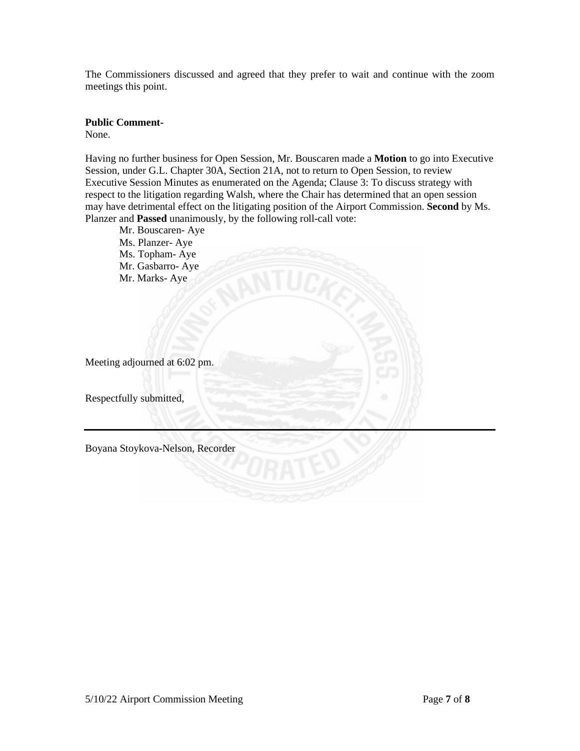The Commissioners discussed and agreed that they prefer to wait and continue with the zoom meetings this point.

**Public Comment-**

None.

Having no further business for Open Session, Mr. Bouscaren made a **Motion** to go into Executive Session, under G.L. Chapter 30A, Section 21A, not to return to Open Session, to review Executive Session Minutes as enumerated on the Agenda; Clause 3: To discuss strategy with respect to the litigation regarding Walsh, where the Chair has determined that an open session may have detrimental effect on the litigating position of the Airport Commission. **Second** by Ms. Planzer and **Passed** unanimously, by the following roll-call vote:

Mr. Bouscaren- Aye
Ms. Planzer- Aye
Ms. Topham- Aye
Mr. Gasbarro- Aye
Mr. Marks- Aye

Meeting adjourned at 6:02 pm.

Respectfully submitted,

---

Boyana Stoykova-Nelson, Recorder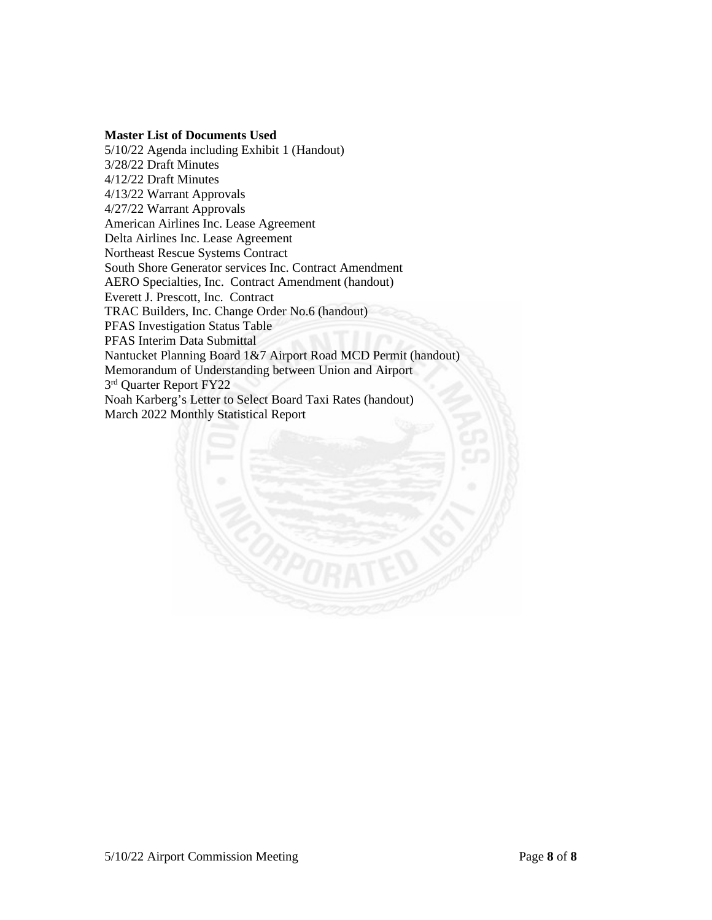**Master List of Documents Used**

5/10/22 Agenda including Exhibit 1 (Handout)
3/28/22 Draft Minutes
4/12/22 Draft Minutes
4/13/22 Warrant Approvals
4/27/22 Warrant Approvals
American Airlines Inc. Lease Agreement
Delta Airlines Inc. Lease Agreement
Northeast Rescue Systems Contract
South Shore Generator services Inc. Contract Amendment
AERO Specialties, Inc. Contract Amendment (handout)
Everett J. Prescott, Inc. Contract
TRAC Builders, Inc. Change Order No.6 (handout)
PFAS Investigation Status Table
PFAS Interim Data Submittal
Nantucket Planning Board 1&7 Airport Road MCD Permit (handout)
Memorandum of Understanding between Union and Airport
3rd Quarter Report FY22
Noah Karberg's Letter to Select Board Taxi Rates (handout)
March 2022 Monthly Statistical Report